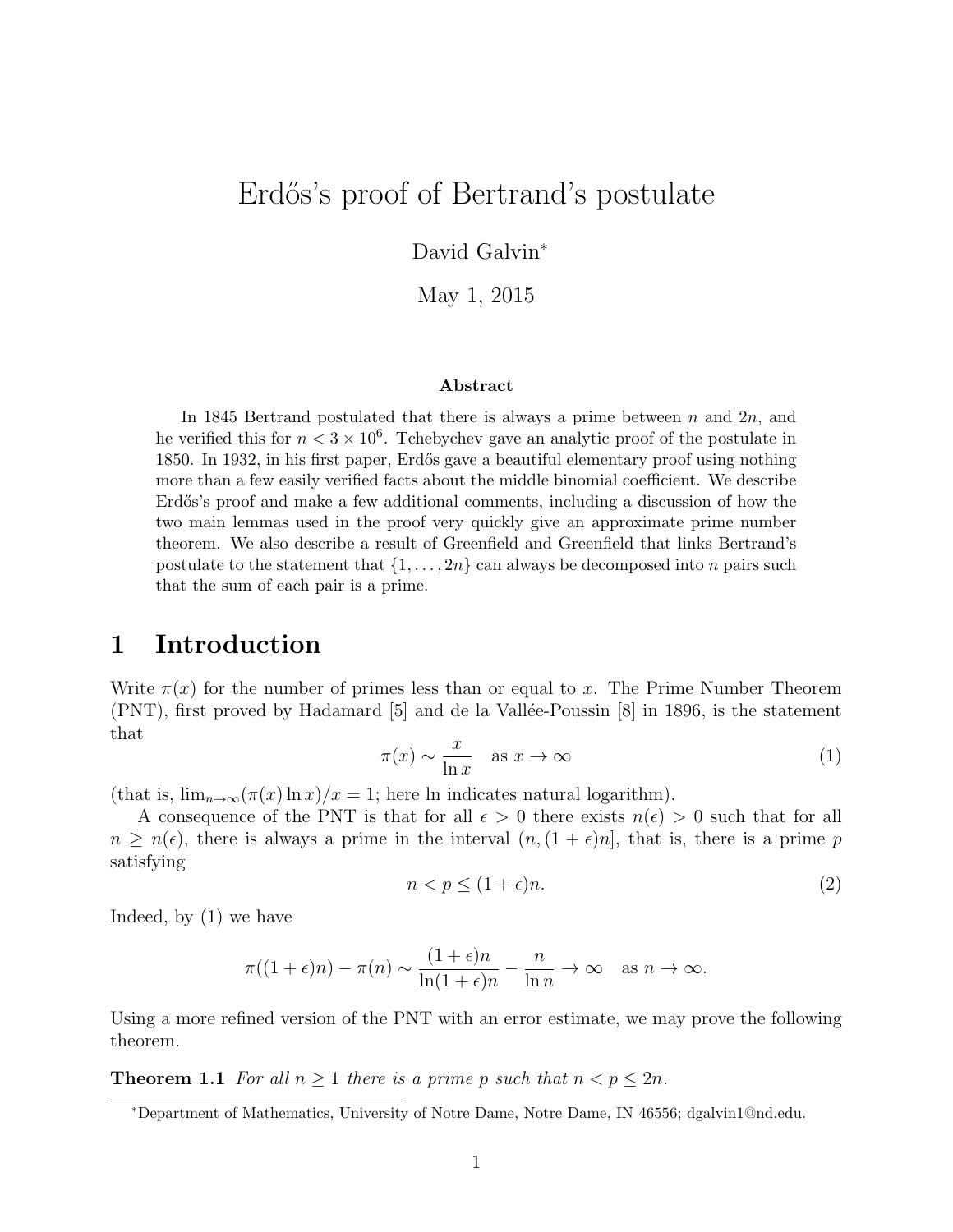# Erdős's proof of Bertrand's postulate

David Galvin*

May 1, 2015

### Abstract

In 1845 Bertrand postulated that there is always a prime between $n$ and $2n$, and he verified this for $n < 3 \times 10^6$. Tchebychev gave an analytic proof of the postulate in 1850. In 1932, in his first paper, Erdős gave a beautiful elementary proof using nothing more than a few easily verified facts about the middle binomial coefficient. We describe Erdős's proof and make a few additional comments, including a discussion of how the two main lemmas used in the proof very quickly give an approximate prime number theorem. We also describe a result of Greenfield and Greenfield that links Bertrand's postulate to the statement that $\{1, \ldots, 2n\}$ can always be decomposed into $n$ pairs such that the sum of each pair is a prime.

## 1 Introduction

Write $\pi(x)$ for the number of primes less than or equal to $x$. The Prime Number Theorem (PNT), first proved by Hadamard [5] and de la Vallée-Poussin [8] in 1896, is the statement that

$$\pi(x) \sim \frac{x}{\ln x} \quad \text{as } x \to \infty \tag{1}$$

(that is, $\lim_{n\to\infty}(\pi(x)\ln x)/x = 1$; here ln indicates natural logarithm).

A consequence of the PNT is that for all $\epsilon > 0$ there exists $n(\epsilon) > 0$ such that for all $n \geq n(\epsilon)$, there is always a prime in the interval $(n, (1+\epsilon)n]$, that is, there is a prime $p$ satisfying

$$n < p \leq (1+\epsilon)n. \tag{2}$$

Indeed, by (1) we have

$$\pi((1+\epsilon)n) - \pi(n) \sim \frac{(1+\epsilon)n}{\ln(1+\epsilon)n} - \frac{n}{\ln n} \to \infty \quad \text{as } n \to \infty.$$

Using a more refined version of the PNT with an error estimate, we may prove the following theorem.

**Theorem 1.1** *For all $n \geq 1$ there is a prime $p$ such that $n < p \leq 2n$.*

*Department of Mathematics, University of Notre Dame, Notre Dame, IN 46556; dgalvin1@nd.edu.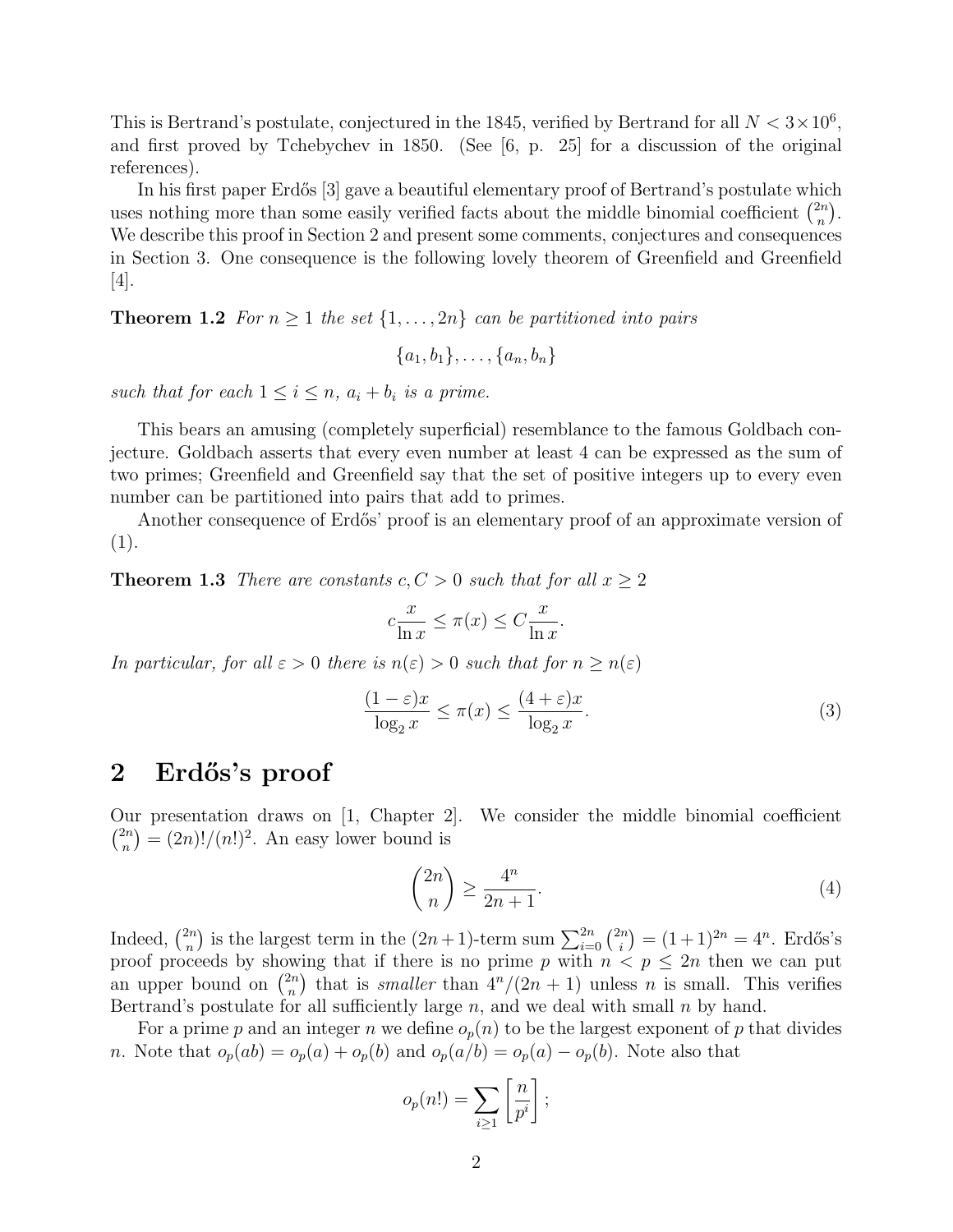This is Bertrand's postulate, conjectured in the 1845, verified by Bertrand for all $N < 3 \times 10^6$, and first proved by Tchebychev in 1850. (See [6, p. 25] for a discussion of the original references).

In his first paper Erdős [3] gave a beautiful elementary proof of Bertrand's postulate which uses nothing more than some easily verified facts about the middle binomial coefficient $\binom{2n}{n}$. We describe this proof in Section 2 and present some comments, conjectures and consequences in Section 3. One consequence is the following lovely theorem of Greenfield and Greenfield [4].

**Theorem 1.2** *For $n \geq 1$ the set $\{1, \ldots, 2n\}$ can be partitioned into pairs*

$$\{a_1, b_1\}, \ldots, \{a_n, b_n\}$$

*such that for each $1 \leq i \leq n$, $a_i + b_i$ is a prime.*

This bears an amusing (completely superficial) resemblance to the famous Goldbach conjecture. Goldbach asserts that every even number at least 4 can be expressed as the sum of two primes; Greenfield and Greenfield say that the set of positive integers up to every even number can be partitioned into pairs that add to primes.

Another consequence of Erdős' proof is an elementary proof of an approximate version of (1).

**Theorem 1.3** *There are constants $c, C > 0$ such that for all $x \geq 2$*

$$c \frac{x}{\ln x} \leq \pi(x) \leq C \frac{x}{\ln x}.$$

*In particular, for all $\varepsilon > 0$ there is $n(\varepsilon) > 0$ such that for $n \geq n(\varepsilon)$*

$$\frac{(1-\varepsilon)x}{\log_2 x} \leq \pi(x) \leq \frac{(4+\varepsilon)x}{\log_2 x}. \tag{3}$$

## 2 Erdős's proof

Our presentation draws on [1, Chapter 2]. We consider the middle binomial coefficient $\binom{2n}{n} = (2n)!/(n!)^2$. An easy lower bound is

$$\binom{2n}{n} \geq \frac{4^n}{2n+1}. \tag{4}$$

Indeed, $\binom{2n}{n}$ is the largest term in the $(2n+1)$-term sum $\sum_{i=0}^{2n} \binom{2n}{i} = (1+1)^{2n} = 4^n$. Erdős's proof proceeds by showing that if there is no prime $p$ with $n < p \leq 2n$ then we can put an upper bound on $\binom{2n}{n}$ that is *smaller* than $4^n/(2n+1)$ unless $n$ is small. This verifies Bertrand's postulate for all sufficiently large $n$, and we deal with small $n$ by hand.

For a prime $p$ and an integer $n$ we define $o_p(n)$ to be the largest exponent of $p$ that divides $n$. Note that $o_p(ab) = o_p(a) + o_p(b)$ and $o_p(a/b) = o_p(a) - o_p(b)$. Note also that

$$o_p(n!) = \sum_{i \geq 1} \left[ \frac{n}{p^i} \right];$$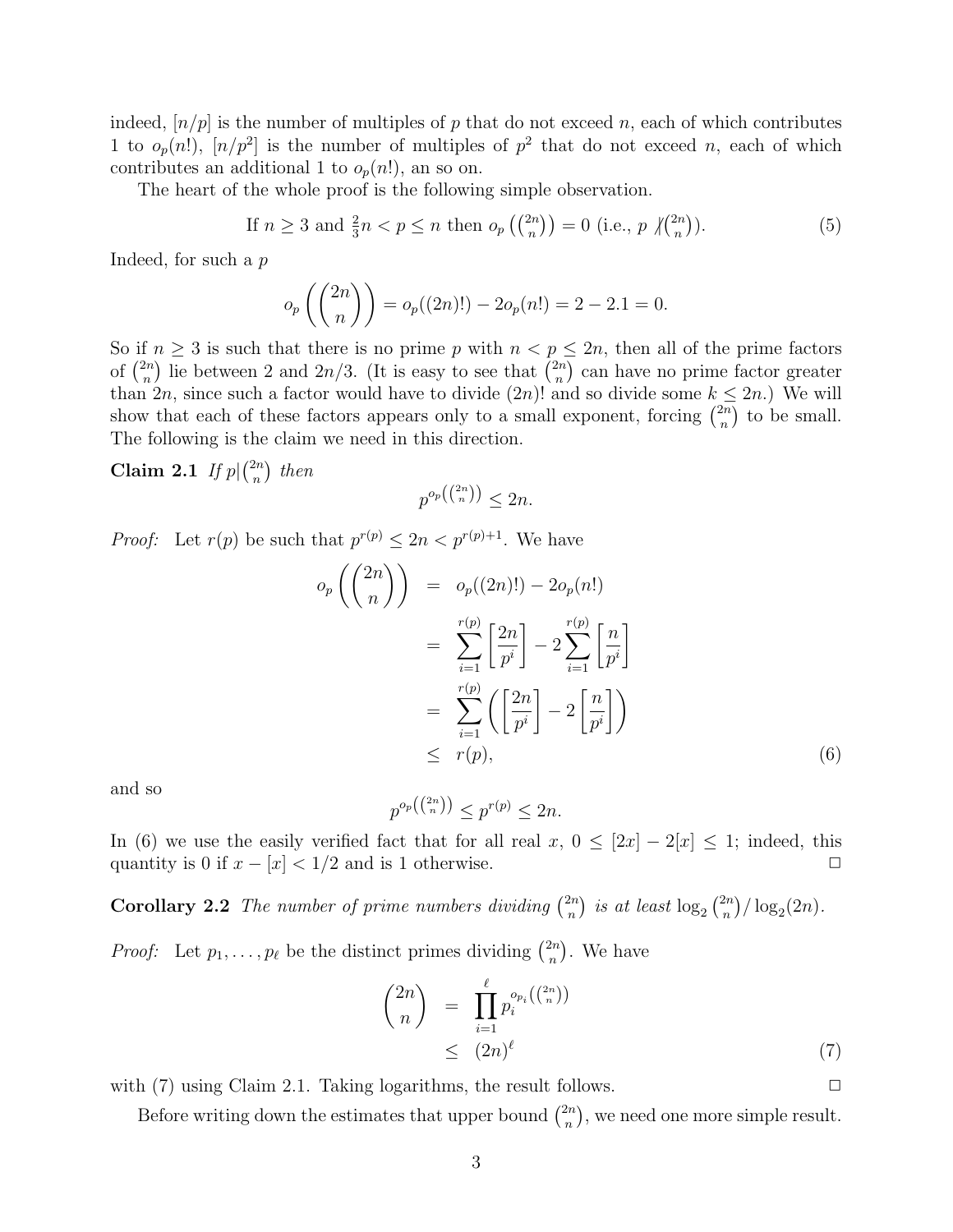indeed, $[n/p]$ is the number of multiples of $p$ that do not exceed $n$, each of which contributes 1 to $o_p(n!)$, $[n/p^2]$ is the number of multiples of $p^2$ that do not exceed $n$, each of which contributes an additional 1 to $o_p(n!)$, an so on.

The heart of the whole proof is the following simple observation.

$$\text{If } n \geq 3 \text{ and } \tfrac{2}{3}n < p \leq n \text{ then } o_p\left(\tbinom{2n}{n}\right) = 0 \text{ (i.e., } p \not| \tbinom{2n}{n}\text{)}. \tag{5}$$

Indeed, for such a $p$

$$o_p\left(\binom{2n}{n}\right) = o_p((2n)!) - 2o_p(n!) = 2 - 2.1 = 0.$$

So if $n \geq 3$ is such that there is no prime $p$ with $n < p \leq 2n$, then all of the prime factors of $\binom{2n}{n}$ lie between 2 and $2n/3$. (It is easy to see that $\binom{2n}{n}$ can have no prime factor greater than $2n$, since such a factor would have to divide $(2n)!$ and so divide some $k \leq 2n$.) We will show that each of these factors appears only to a small exponent, forcing $\binom{2n}{n}$ to be small. The following is the claim we need in this direction.

**Claim 2.1** *If* $p|\binom{2n}{n}$ *then*

$$p^{o_p\left(\binom{2n}{n}\right)} \leq 2n.$$

*Proof:* Let $r(p)$ be such that $p^{r(p)} \leq 2n < p^{r(p)+1}$. We have

$$\begin{aligned}
o_p\left(\binom{2n}{n}\right) &= o_p((2n)!) - 2o_p(n!) \\
&= \sum_{i=1}^{r(p)} \left[\frac{2n}{p^i}\right] - 2\sum_{i=1}^{r(p)} \left[\frac{n}{p^i}\right] \\
&= \sum_{i=1}^{r(p)} \left(\left[\frac{2n}{p^i}\right] - 2\left[\frac{n}{p^i}\right]\right) \\
&\leq r(p),
\end{aligned} \tag{6}$$

and so

$$p^{o_p\left(\binom{2n}{n}\right)} \leq p^{r(p)} \leq 2n.$$

In (6) we use the easily verified fact that for all real $x$, $0 \leq [2x] - 2[x] \leq 1$; indeed, this quantity is 0 if $x - [x] < 1/2$ and is 1 otherwise. □

**Corollary 2.2** *The number of prime numbers dividing* $\binom{2n}{n}$ *is at least* $\log_2 \binom{2n}{n} / \log_2(2n)$.

*Proof:* Let $p_1, \ldots, p_\ell$ be the distinct primes dividing $\binom{2n}{n}$. We have

$$\begin{aligned}
\binom{2n}{n} &= \prod_{i=1}^{\ell} p_i^{o_{p_i}\left(\binom{2n}{n}\right)} \\
&\leq (2n)^\ell
\end{aligned} \tag{7}$$

with (7) using Claim 2.1. Taking logarithms, the result follows. □

Before writing down the estimates that upper bound $\binom{2n}{n}$, we need one more simple result.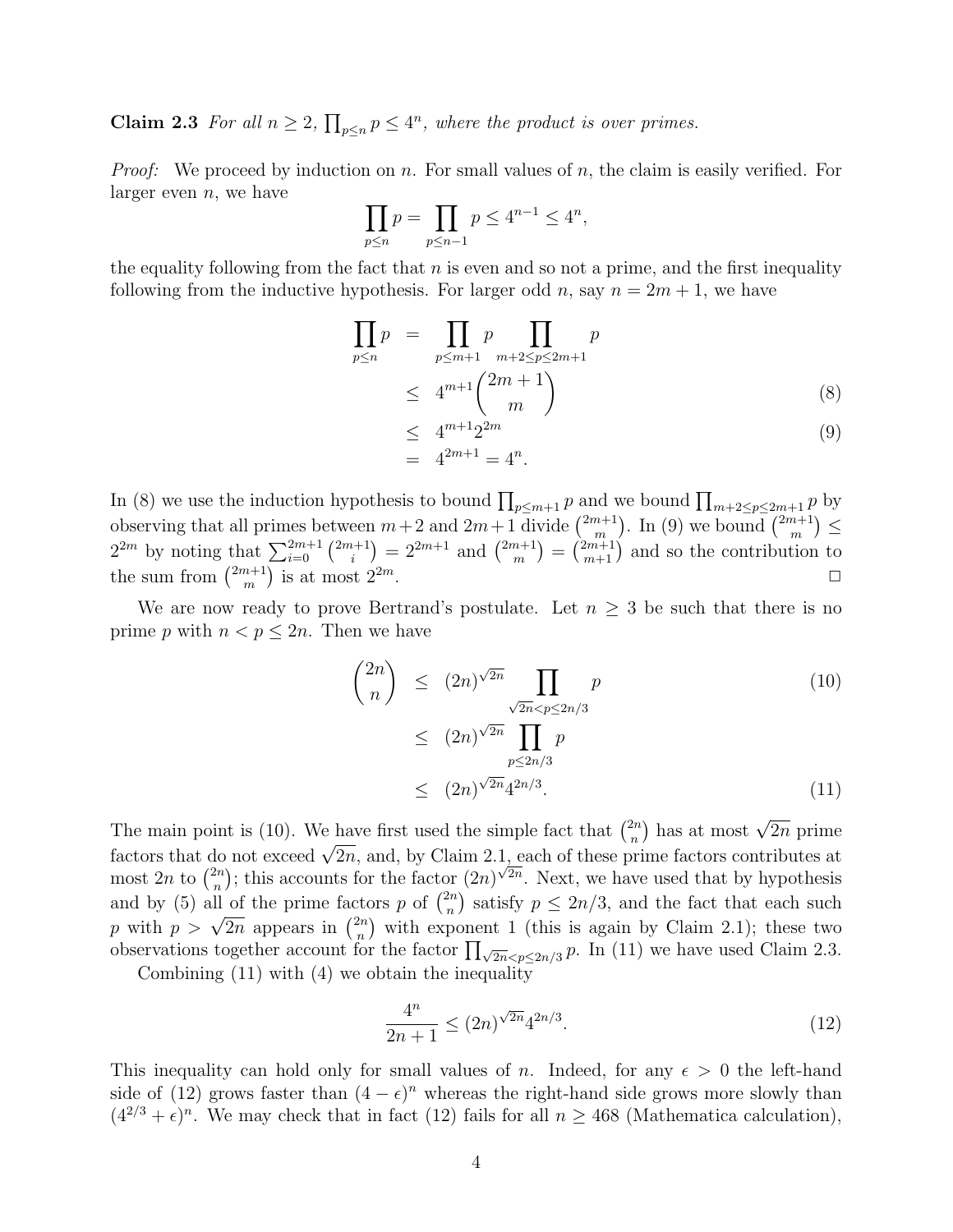**Claim 2.3** *For all $n \geq 2$, $\prod_{p \leq n} p \leq 4^n$, where the product is over primes.*

*Proof:* We proceed by induction on $n$. For small values of $n$, the claim is easily verified. For larger even $n$, we have

$$\prod_{p \leq n} p = \prod_{p \leq n-1} p \leq 4^{n-1} \leq 4^n,$$

the equality following from the fact that $n$ is even and so not a prime, and the first inequality following from the inductive hypothesis. For larger odd $n$, say $n = 2m+1$, we have

$$\begin{aligned}
\prod_{p \leq n} p &= \prod_{p \leq m+1} p \prod_{m+2 \leq p \leq 2m+1} p \\
&\leq 4^{m+1} \binom{2m+1}{m} \qquad (8) \\
&\leq 4^{m+1} 2^{2m} \qquad (9) \\
&= 4^{2m+1} = 4^n.
\end{aligned}$$

In (8) we use the induction hypothesis to bound $\prod_{p \leq m+1} p$ and we bound $\prod_{m+2 \leq p \leq 2m+1} p$ by observing that all primes between $m+2$ and $2m+1$ divide $\binom{2m+1}{m}$. In (9) we bound $\binom{2m+1}{m} \leq 2^{2m}$ by noting that $\sum_{i=0}^{2m+1} \binom{2m+1}{i} = 2^{2m+1}$ and $\binom{2m+1}{m} = \binom{2m+1}{m+1}$ and so the contribution to the sum from $\binom{2m+1}{m}$ is at most $2^{2m}$. □

We are now ready to prove Bertrand's postulate. Let $n \geq 3$ be such that there is no prime $p$ with $n < p \leq 2n$. Then we have

$$\begin{aligned}
\binom{2n}{n} &\leq (2n)^{\sqrt{2n}} \prod_{\sqrt{2n} < p \leq 2n/3} p \qquad (10) \\
&\leq (2n)^{\sqrt{2n}} \prod_{p \leq 2n/3} p \\
&\leq (2n)^{\sqrt{2n}} 4^{2n/3}. \qquad (11)
\end{aligned}$$

The main point is (10). We have first used the simple fact that $\binom{2n}{n}$ has at most $\sqrt{2n}$ prime factors that do not exceed $\sqrt{2n}$, and, by Claim 2.1, each of these prime factors contributes at most $2n$ to $\binom{2n}{n}$; this accounts for the factor $(2n)^{\sqrt{2n}}$. Next, we have used that by hypothesis and by (5) all of the prime factors $p$ of $\binom{2n}{n}$ satisfy $p \leq 2n/3$, and the fact that each such $p$ with $p > \sqrt{2n}$ appears in $\binom{2n}{n}$ with exponent 1 (this is again by Claim 2.1); these two observations together account for the factor $\prod_{\sqrt{2n} < p \leq 2n/3} p$. In (11) we have used Claim 2.3.

Combining (11) with (4) we obtain the inequality

$$\frac{4^n}{2n+1} \leq (2n)^{\sqrt{2n}} 4^{2n/3}. \qquad (12)$$

This inequality can hold only for small values of $n$. Indeed, for any $\epsilon > 0$ the left-hand side of (12) grows faster than $(4-\epsilon)^n$ whereas the right-hand side grows more slowly than $(4^{2/3}+\epsilon)^n$. We may check that in fact (12) fails for all $n \geq 468$ (Mathematica calculation),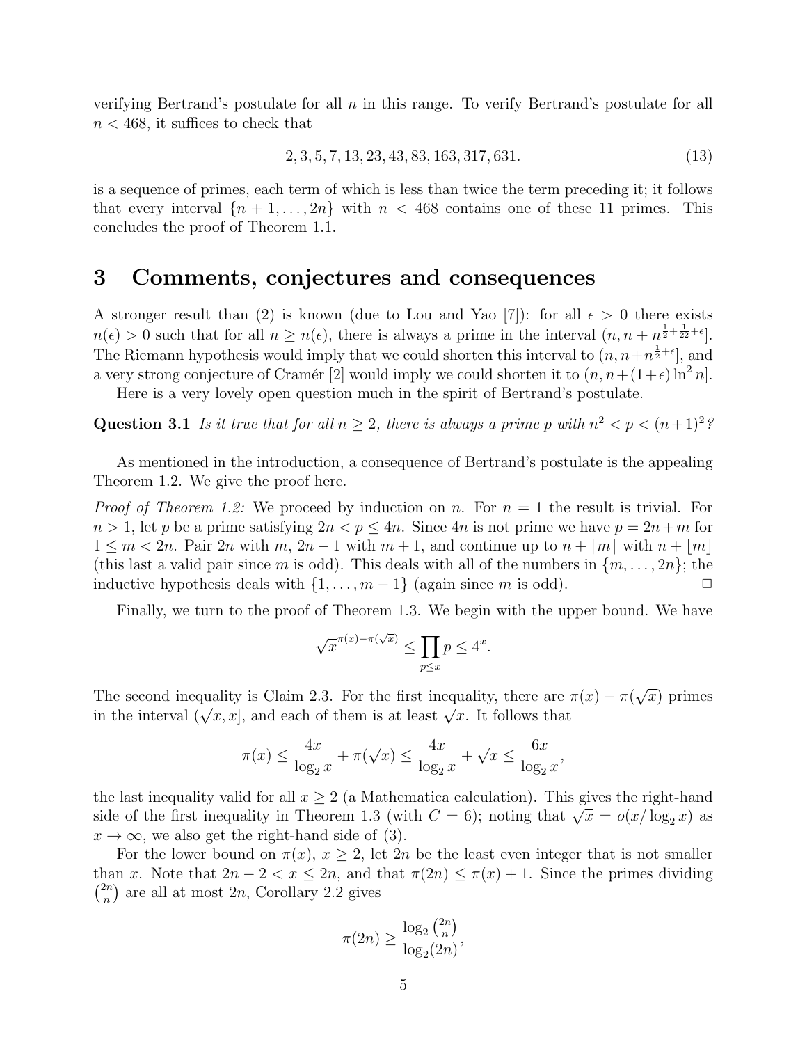verifying Bertrand's postulate for all $n$ in this range. To verify Bertrand's postulate for all $n < 468$, it suffices to check that

$$2, 3, 5, 7, 13, 23, 43, 83, 163, 317, 631. \tag{13}$$

is a sequence of primes, each term of which is less than twice the term preceding it; it follows that every interval $\{n+1, \ldots, 2n\}$ with $n < 468$ contains one of these 11 primes. This concludes the proof of Theorem 1.1.

# 3 Comments, conjectures and consequences

A stronger result than (2) is known (due to Lou and Yao [7]): for all $\epsilon > 0$ there exists $n(\epsilon) > 0$ such that for all $n \geq n(\epsilon)$, there is always a prime in the interval $(n, n + n^{\frac{1}{2}+\frac{1}{22}+\epsilon}]$. The Riemann hypothesis would imply that we could shorten this interval to $(n, n+n^{\frac{1}{2}+\epsilon}]$, and a very strong conjecture of Cramér [2] would imply we could shorten it to $(n, n+(1+\epsilon)\ln^2 n]$.

Here is a very lovely open question much in the spirit of Bertrand's postulate.

**Question 3.1** *Is it true that for all $n \geq 2$, there is always a prime $p$ with $n^2 < p < (n+1)^2$?*

As mentioned in the introduction, a consequence of Bertrand's postulate is the appealing Theorem 1.2. We give the proof here.

*Proof of Theorem 1.2:* We proceed by induction on $n$. For $n = 1$ the result is trivial. For $n > 1$, let $p$ be a prime satisfying $2n < p \leq 4n$. Since $4n$ is not prime we have $p = 2n+m$ for $1 \leq m < 2n$. Pair $2n$ with $m$, $2n-1$ with $m+1$, and continue up to $n + \lceil m \rceil$ with $n + \lfloor m \rfloor$ (this last a valid pair since $m$ is odd). This deals with all of the numbers in $\{m, \ldots, 2n\}$; the inductive hypothesis deals with $\{1, \ldots, m-1\}$ (again since $m$ is odd). □

Finally, we turn to the proof of Theorem 1.3. We begin with the upper bound. We have

$$\sqrt{x}^{\pi(x)-\pi(\sqrt{x})} \leq \prod_{p \leq x} p \leq 4^x.$$

The second inequality is Claim 2.3. For the first inequality, there are $\pi(x) - \pi(\sqrt{x})$ primes in the interval $(\sqrt{x}, x]$, and each of them is at least $\sqrt{x}$. It follows that

$$\pi(x) \leq \frac{4x}{\log_2 x} + \pi(\sqrt{x}) \leq \frac{4x}{\log_2 x} + \sqrt{x} \leq \frac{6x}{\log_2 x},$$

the last inequality valid for all $x \geq 2$ (a Mathematica calculation). This gives the right-hand side of the first inequality in Theorem 1.3 (with $C = 6$); noting that $\sqrt{x} = o(x/\log_2 x)$ as $x \to \infty$, we also get the right-hand side of (3).

For the lower bound on $\pi(x)$, $x \geq 2$, let $2n$ be the least even integer that is not smaller than $x$. Note that $2n - 2 < x \leq 2n$, and that $\pi(2n) \leq \pi(x) + 1$. Since the primes dividing $\binom{2n}{n}$ are all at most $2n$, Corollary 2.2 gives

$$\pi(2n) \geq \frac{\log_2 \binom{2n}{n}}{\log_2(2n)},$$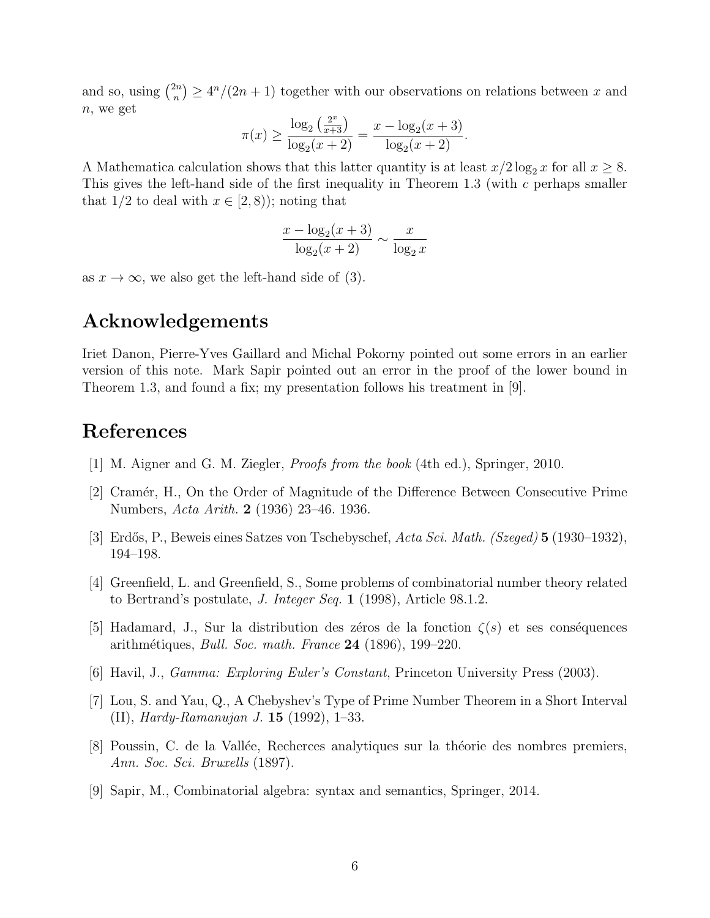and so, using $\binom{2n}{n} \geq 4^n/(2n+1)$ together with our observations on relations between $x$ and $n$, we get

$$\pi(x) \geq \frac{\log_2\left(\frac{2^x}{x+3}\right)}{\log_2(x+2)} = \frac{x - \log_2(x+3)}{\log_2(x+2)}.$$

A Mathematica calculation shows that this latter quantity is at least $x/2\log_2 x$ for all $x \geq 8$. This gives the left-hand side of the first inequality in Theorem 1.3 (with $c$ perhaps smaller that $1/2$ to deal with $x \in [2, 8)$); noting that

$$\frac{x - \log_2(x+3)}{\log_2(x+2)} \sim \frac{x}{\log_2 x}$$

as $x \to \infty$, we also get the left-hand side of (3).

# Acknowledgements

Iriet Danon, Pierre-Yves Gaillard and Michal Pokorny pointed out some errors in an earlier version of this note. Mark Sapir pointed out an error in the proof of the lower bound in Theorem 1.3, and found a fix; my presentation follows his treatment in [9].

# References

[1] M. Aigner and G. M. Ziegler, *Proofs from the book* (4th ed.), Springer, 2010.

[2] Cramér, H., On the Order of Magnitude of the Difference Between Consecutive Prime Numbers, *Acta Arith.* **2** (1936) 23–46. 1936.

[3] Erdős, P., Beweis eines Satzes von Tschebyschef, *Acta Sci. Math. (Szeged)* **5** (1930–1932), 194–198.

[4] Greenfield, L. and Greenfield, S., Some problems of combinatorial number theory related to Bertrand's postulate, *J. Integer Seq.* **1** (1998), Article 98.1.2.

[5] Hadamard, J., Sur la distribution des zéros de la fonction $\zeta(s)$ et ses conséquences arithmétiques, *Bull. Soc. math. France* **24** (1896), 199–220.

[6] Havil, J., *Gamma: Exploring Euler's Constant*, Princeton University Press (2003).

[7] Lou, S. and Yau, Q., A Chebyshev's Type of Prime Number Theorem in a Short Interval (II), *Hardy-Ramanujan J.* **15** (1992), 1–33.

[8] Poussin, C. de la Vallée, Recherces analytiques sur la théorie des nombres premiers, *Ann. Soc. Sci. Bruxells* (1897).

[9] Sapir, M., Combinatorial algebra: syntax and semantics, Springer, 2014.